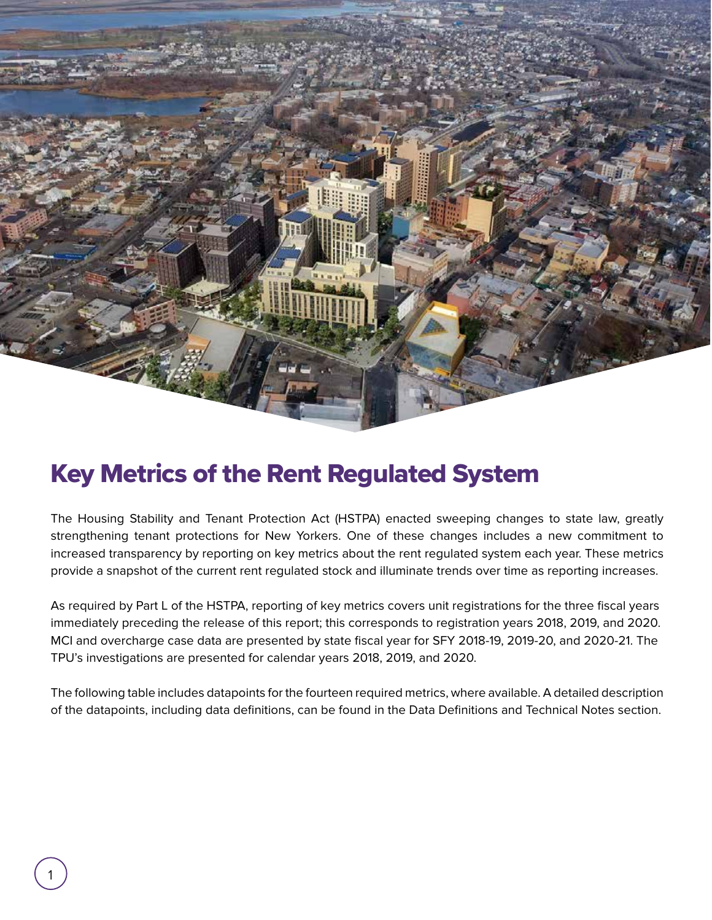# Key Metrics of the Rent Regulated System

The Housing Stability and Tenant Protection Act (HSTPA) enacted sweeping changes to state law, greatly strengthening tenant protections for New Yorkers. One of these changes includes a new commitment to increased transparency by reporting on key metrics about the rent regulated system each year. These metrics provide a snapshot of the current rent regulated stock and illuminate trends over time as reporting increases.

As required by Part L of the HSTPA, reporting of key metrics covers unit registrations for the three fiscal years immediately preceding the release of this report; this corresponds to registration years 2018, 2019, and 2020. MCI and overcharge case data are presented by state fiscal year for SFY 2018-19, 2019-20, and 2020-21. The TPU's investigations are presented for calendar years 2018, 2019, and 2020.

The following table includes datapoints for the fourteen required metrics, where available. A detailed description of the datapoints, including data definitions, can be found in the Data Definitions and Technical Notes section.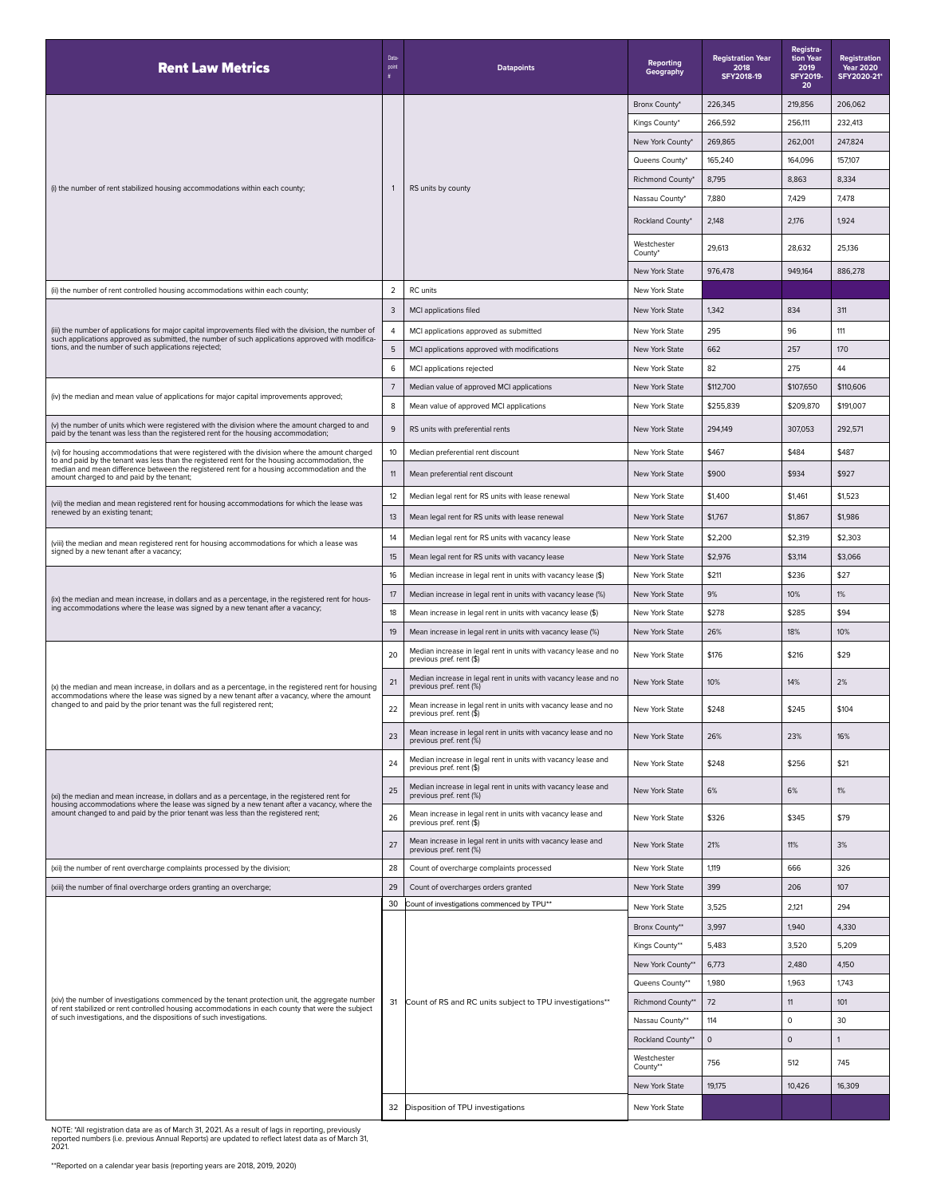| Rent Law Metrics | Data-point # | Datapoints | Reporting Geography | Registration Year 2018 SFY2018-19 | Registration Year 2019 SFY2019-20 | Registration Year 2020 SFY2020-21* |
|---|---|---|---|---|---|---|
| (i) the number of rent stabilized housing accommodations within each county; | 1 | RS units by county | Bronx County* | 226,345 | 219,856 | 206,062 |
| | | | Kings County* | 266,592 | 256,111 | 232,413 |
| | | | New York County* | 269,865 | 262,001 | 247,824 |
| | | | Queens County* | 165,240 | 164,096 | 157,107 |
| | | | Richmond County* | 8,795 | 8,863 | 8,334 |
| | | | Nassau County* | 7,880 | 7,429 | 7,478 |
| | | | Rockland County* | 2,148 | 2,176 | 1,924 |
| | | | Westchester County* | 29,613 | 28,632 | 25,136 |
| | | | New York State | 976,478 | 949,164 | 886,278 |
| (ii) the number of rent controlled housing accommodations within each county; | 2 | RC units | New York State | | | |
| (iii) the number of applications for major capital improvements filed with the division, the number of such applications approved as submitted, the number of such applications approved with modifications, and the number of such applications rejected; | 3 | MCI applications filed | New York State | 1,342 | 834 | 311 |
| | 4 | MCI applications approved as submitted | New York State | 295 | 96 | 111 |
| | 5 | MCI applications approved with modifications | New York State | 662 | 257 | 170 |
| | 6 | MCI applications rejected | New York State | 82 | 275 | 44 |
| (iv) the median and mean value of applications for major capital improvements approved; | 7 | Median value of approved MCI applications | New York State | $112,700 | $107,650 | $110,606 |
| | 8 | Mean value of approved MCI applications | New York State | $255,839 | $209,870 | $191,007 |
| (v) the number of units which were registered with the division where the amount charged to and paid by the tenant was less than the registered rent for the housing accommodation; | 9 | RS units with preferential rents | New York State | 294,149 | 307,053 | 292,571 |
| (vi) for housing accommodations that were registered with the division where the amount charged to and paid by the tenant was less than the registered rent for the housing accommodation, the median and mean difference between the registered rent for a housing accommodation and the amount charged to and paid by the tenant; | 10 | Median preferential rent discount | New York State | $467 | $484 | $487 |
| | 11 | Mean preferential rent discount | New York State | $900 | $934 | $927 |
| (vii) the median and mean registered rent for housing accommodations for which the lease was renewed by an existing tenant; | 12 | Median legal rent for RS units with lease renewal | New York State | $1,400 | $1,461 | $1,523 |
| | 13 | Mean legal rent for RS units with lease renewal | New York State | $1,767 | $1,867 | $1,986 |
| (viii) the median and mean registered rent for housing accommodations for which a lease was signed by a new tenant after a vacancy; | 14 | Median legal rent for RS units with vacancy lease | New York State | $2,200 | $2,319 | $2,303 |
| | 15 | Mean legal rent for RS units with vacancy lease | New York State | $2,976 | $3,114 | $3,066 |
| (ix) the median and mean increase, in dollars and as a percentage, in the registered rent for housing accommodations where the lease was signed by a new tenant after a vacancy; | 16 | Median increase in legal rent in units with vacancy lease ($) | New York State | $211 | $236 | $27 |
| | 17 | Median increase in legal rent in units with vacancy lease (%) | New York State | 9% | 10% | 1% |
| | 18 | Mean increase in legal rent in units with vacancy lease ($) | New York State | $278 | $285 | $94 |
| | 19 | Mean increase in legal rent in units with vacancy lease (%) | New York State | 26% | 18% | 10% |
| (x) the median and mean increase, in dollars and as a percentage, in the registered rent for housing accommodations where the lease was signed by a new tenant after a vacancy, where the amount changed to and paid by the prior tenant was the full registered rent; | 20 | Median increase in legal rent in units with vacancy lease and no previous pref. rent ($) | New York State | $176 | $216 | $29 |
| | 21 | Median increase in legal rent in units with vacancy lease and no previous pref. rent (%) | New York State | 10% | 14% | 2% |
| | 22 | Mean increase in legal rent in units with vacancy lease and no previous pref. rent ($) | New York State | $248 | $245 | $104 |
| | 23 | Mean increase in legal rent in units with vacancy lease and no previous pref. rent (%) | New York State | 26% | 23% | 16% |
| (xi) the median and mean increase, in dollars and as a percentage, in the registered rent for housing accommodations where the lease was signed by a new tenant after a vacancy, where the amount changed to and paid by the prior tenant was less than the registered rent; | 24 | Median increase in legal rent in units with vacancy lease and previous pref. rent ($) | New York State | $248 | $256 | $21 |
| | 25 | Median increase in legal rent in units with vacancy lease and previous pref. rent (%) | New York State | 6% | 6% | 1% |
| | 26 | Mean increase in legal rent in units with vacancy lease and previous pref. rent ($) | New York State | $326 | $345 | $79 |
| | 27 | Mean increase in legal rent in units with vacancy lease and previous pref. rent (%) | New York State | 21% | 11% | 3% |
| (xii) the number of rent overcharge complaints processed by the division; | 28 | Count of overcharge complaints processed | New York State | 1,119 | 666 | 326 |
| (xiii) the number of final overcharge orders granting an overcharge; | 29 | Count of overcharges orders granted | New York State | 399 | 206 | 107 |
| (xiv) the number of investigations commenced by the tenant protection unit, the aggregate number of rent stabilized or rent controlled housing accommodations in each county that were the subject of such investigations, and the dispositions of such investigations. | 30 | Count of investigations commenced by TPU** | New York State | 3,525 | 2,121 | 294 |
| | 31 | Count of RS and RC units subject to TPU investigations** | Bronx County** | 3,997 | 1,940 | 4,330 |
| | | | Kings County** | 5,483 | 3,520 | 5,209 |
| | | | New York County** | 6,773 | 2,480 | 4,150 |
| | | | Queens County** | 1,980 | 1,963 | 1,743 |
| | | | Richmond County** | 72 | 11 | 101 |
| | | | Nassau County** | 114 | 0 | 30 |
| | | | Rockland County** | 0 | 0 | 1 |
| | | | Westchester County** | 756 | 512 | 745 |
| | | | New York State | 19,175 | 10,426 | 16,309 |
| | 32 | Disposition of TPU investigations | New York State | | | |

NOTE: *All registration data are as of March 31, 2021. As a result of lags in reporting, previously reported numbers (i.e. previous Annual Reports) are updated to reflect latest data as of March 31, 2021.

**Reported on a calendar year basis (reporting years are 2018, 2019, 2020)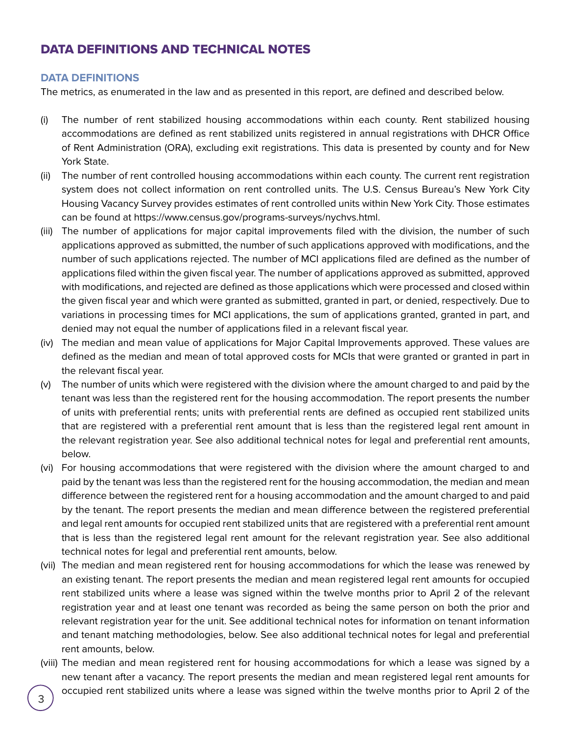# DATA DEFINITIONS AND TECHNICAL NOTES

## DATA DEFINITIONS

The metrics, as enumerated in the law and as presented in this report, are defined and described below.

(i) The number of rent stabilized housing accommodations within each county. Rent stabilized housing accommodations are defined as rent stabilized units registered in annual registrations with DHCR Office of Rent Administration (ORA), excluding exit registrations. This data is presented by county and for New York State.

(ii) The number of rent controlled housing accommodations within each county. The current rent registration system does not collect information on rent controlled units. The U.S. Census Bureau's New York City Housing Vacancy Survey provides estimates of rent controlled units within New York City. Those estimates can be found at https://www.census.gov/programs-surveys/nychvs.html.

(iii) The number of applications for major capital improvements filed with the division, the number of such applications approved as submitted, the number of such applications approved with modifications, and the number of such applications rejected. The number of MCI applications filed are defined as the number of applications filed within the given fiscal year. The number of applications approved as submitted, approved with modifications, and rejected are defined as those applications which were processed and closed within the given fiscal year and which were granted as submitted, granted in part, or denied, respectively. Due to variations in processing times for MCI applications, the sum of applications granted, granted in part, and denied may not equal the number of applications filed in a relevant fiscal year.

(iv) The median and mean value of applications for Major Capital Improvements approved. These values are defined as the median and mean of total approved costs for MCIs that were granted or granted in part in the relevant fiscal year.

(v) The number of units which were registered with the division where the amount charged to and paid by the tenant was less than the registered rent for the housing accommodation. The report presents the number of units with preferential rents; units with preferential rents are defined as occupied rent stabilized units that are registered with a preferential rent amount that is less than the registered legal rent amount in the relevant registration year. See also additional technical notes for legal and preferential rent amounts, below.

(vi) For housing accommodations that were registered with the division where the amount charged to and paid by the tenant was less than the registered rent for the housing accommodation, the median and mean difference between the registered rent for a housing accommodation and the amount charged to and paid by the tenant. The report presents the median and mean difference between the registered preferential and legal rent amounts for occupied rent stabilized units that are registered with a preferential rent amount that is less than the registered legal rent amount for the relevant registration year. See also additional technical notes for legal and preferential rent amounts, below.

(vii) The median and mean registered rent for housing accommodations for which the lease was renewed by an existing tenant. The report presents the median and mean registered legal rent amounts for occupied rent stabilized units where a lease was signed within the twelve months prior to April 2 of the relevant registration year and at least one tenant was recorded as being the same person on both the prior and relevant registration year for the unit. See additional technical notes for information on tenant information and tenant matching methodologies, below. See also additional technical notes for legal and preferential rent amounts, below.

(viii) The median and mean registered rent for housing accommodations for which a lease was signed by a new tenant after a vacancy. The report presents the median and mean registered legal rent amounts for occupied rent stabilized units where a lease was signed within the twelve months prior to April 2 of the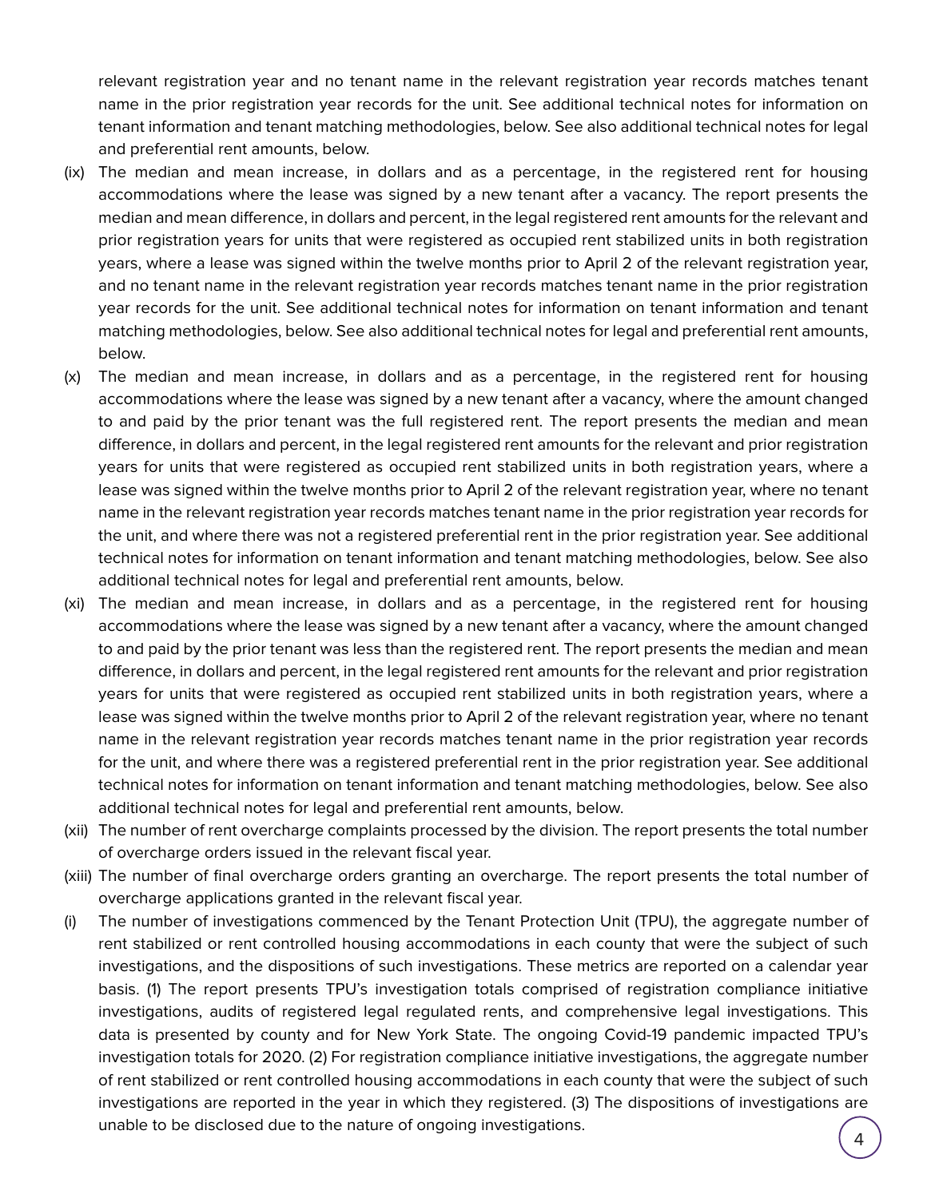relevant registration year and no tenant name in the relevant registration year records matches tenant name in the prior registration year records for the unit. See additional technical notes for information on tenant information and tenant matching methodologies, below. See also additional technical notes for legal and preferential rent amounts, below.

(ix) The median and mean increase, in dollars and as a percentage, in the registered rent for housing accommodations where the lease was signed by a new tenant after a vacancy. The report presents the median and mean difference, in dollars and percent, in the legal registered rent amounts for the relevant and prior registration years for units that were registered as occupied rent stabilized units in both registration years, where a lease was signed within the twelve months prior to April 2 of the relevant registration year, and no tenant name in the relevant registration year records matches tenant name in the prior registration year records for the unit. See additional technical notes for information on tenant information and tenant matching methodologies, below. See also additional technical notes for legal and preferential rent amounts, below.

(x) The median and mean increase, in dollars and as a percentage, in the registered rent for housing accommodations where the lease was signed by a new tenant after a vacancy, where the amount changed to and paid by the prior tenant was the full registered rent. The report presents the median and mean difference, in dollars and percent, in the legal registered rent amounts for the relevant and prior registration years for units that were registered as occupied rent stabilized units in both registration years, where a lease was signed within the twelve months prior to April 2 of the relevant registration year, where no tenant name in the relevant registration year records matches tenant name in the prior registration year records for the unit, and where there was not a registered preferential rent in the prior registration year. See additional technical notes for information on tenant information and tenant matching methodologies, below. See also additional technical notes for legal and preferential rent amounts, below.

(xi) The median and mean increase, in dollars and as a percentage, in the registered rent for housing accommodations where the lease was signed by a new tenant after a vacancy, where the amount changed to and paid by the prior tenant was less than the registered rent. The report presents the median and mean difference, in dollars and percent, in the legal registered rent amounts for the relevant and prior registration years for units that were registered as occupied rent stabilized units in both registration years, where a lease was signed within the twelve months prior to April 2 of the relevant registration year, where no tenant name in the relevant registration year records matches tenant name in the prior registration year records for the unit, and where there was a registered preferential rent in the prior registration year. See additional technical notes for information on tenant information and tenant matching methodologies, below. See also additional technical notes for legal and preferential rent amounts, below.

(xii) The number of rent overcharge complaints processed by the division. The report presents the total number of overcharge orders issued in the relevant fiscal year.

(xiii) The number of final overcharge orders granting an overcharge. The report presents the total number of overcharge applications granted in the relevant fiscal year.

(i) The number of investigations commenced by the Tenant Protection Unit (TPU), the aggregate number of rent stabilized or rent controlled housing accommodations in each county that were the subject of such investigations, and the dispositions of such investigations. These metrics are reported on a calendar year basis. (1) The report presents TPU's investigation totals comprised of registration compliance initiative investigations, audits of registered legal regulated rents, and comprehensive legal investigations. This data is presented by county and for New York State. The ongoing Covid-19 pandemic impacted TPU's investigation totals for 2020. (2) For registration compliance initiative investigations, the aggregate number of rent stabilized or rent controlled housing accommodations in each county that were the subject of such investigations are reported in the year in which they registered. (3) The dispositions of investigations are unable to be disclosed due to the nature of ongoing investigations.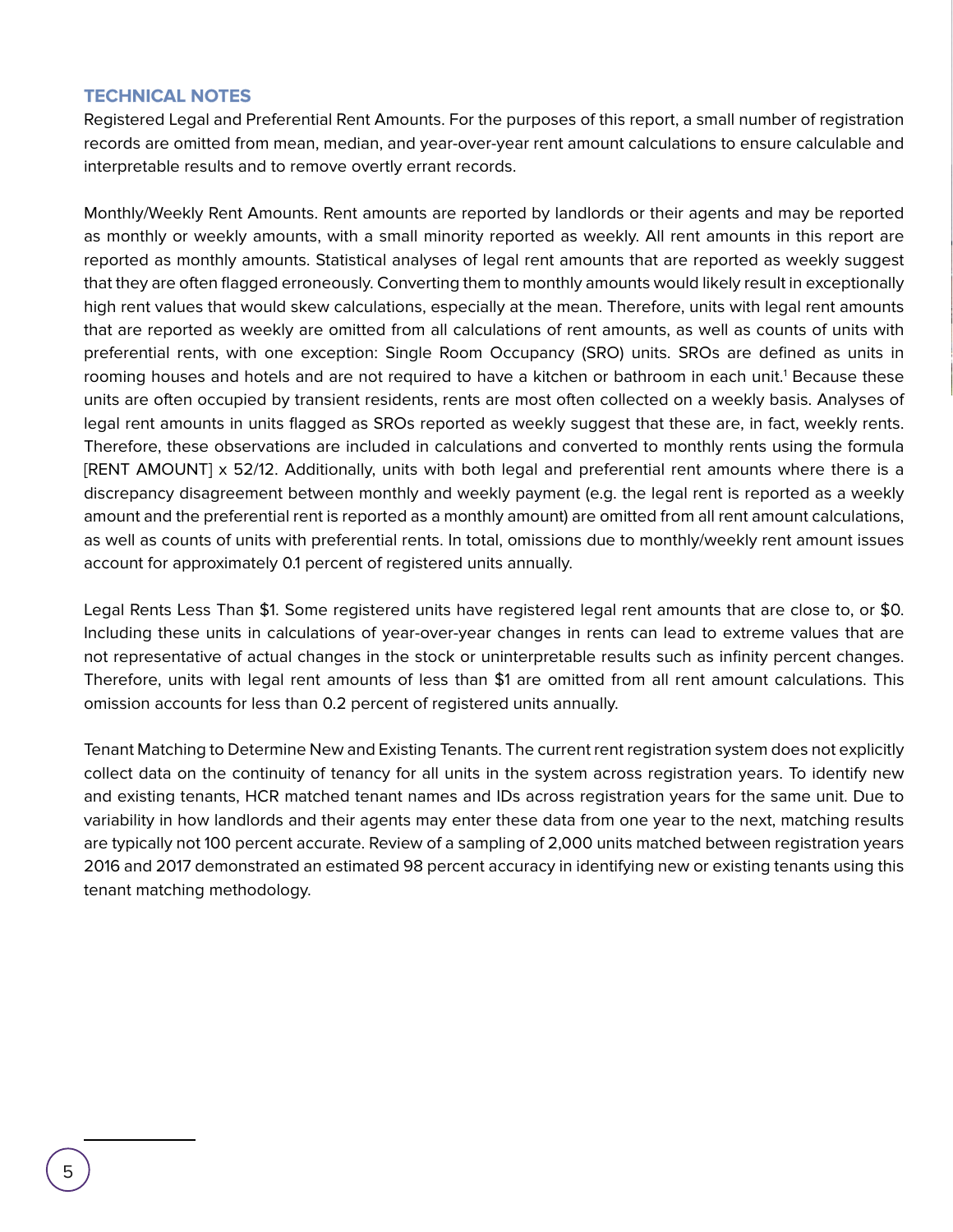## TECHNICAL NOTES

Registered Legal and Preferential Rent Amounts. For the purposes of this report, a small number of registration records are omitted from mean, median, and year-over-year rent amount calculations to ensure calculable and interpretable results and to remove overtly errant records.

Monthly/Weekly Rent Amounts. Rent amounts are reported by landlords or their agents and may be reported as monthly or weekly amounts, with a small minority reported as weekly. All rent amounts in this report are reported as monthly amounts. Statistical analyses of legal rent amounts that are reported as weekly suggest that they are often flagged erroneously. Converting them to monthly amounts would likely result in exceptionally high rent values that would skew calculations, especially at the mean. Therefore, units with legal rent amounts that are reported as weekly are omitted from all calculations of rent amounts, as well as counts of units with preferential rents, with one exception: Single Room Occupancy (SRO) units. SROs are defined as units in rooming houses and hotels and are not required to have a kitchen or bathroom in each unit.[1] Because these units are often occupied by transient residents, rents are most often collected on a weekly basis. Analyses of legal rent amounts in units flagged as SROs reported as weekly suggest that these are, in fact, weekly rents. Therefore, these observations are included in calculations and converted to monthly rents using the formula [RENT AMOUNT] x 52/12. Additionally, units with both legal and preferential rent amounts where there is a discrepancy disagreement between monthly and weekly payment (e.g. the legal rent is reported as a weekly amount and the preferential rent is reported as a monthly amount) are omitted from all rent amount calculations, as well as counts of units with preferential rents. In total, omissions due to monthly/weekly rent amount issues account for approximately 0.1 percent of registered units annually.

Legal Rents Less Than $1. Some registered units have registered legal rent amounts that are close to, or $0. Including these units in calculations of year-over-year changes in rents can lead to extreme values that are not representative of actual changes in the stock or uninterpretable results such as infinity percent changes. Therefore, units with legal rent amounts of less than $1 are omitted from all rent amount calculations. This omission accounts for less than 0.2 percent of registered units annually.

Tenant Matching to Determine New and Existing Tenants. The current rent registration system does not explicitly collect data on the continuity of tenancy for all units in the system across registration years. To identify new and existing tenants, HCR matched tenant names and IDs across registration years for the same unit. Due to variability in how landlords and their agents may enter these data from one year to the next, matching results are typically not 100 percent accurate. Review of a sampling of 2,000 units matched between registration years 2016 and 2017 demonstrated an estimated 98 percent accuracy in identifying new or existing tenants using this tenant matching methodology.